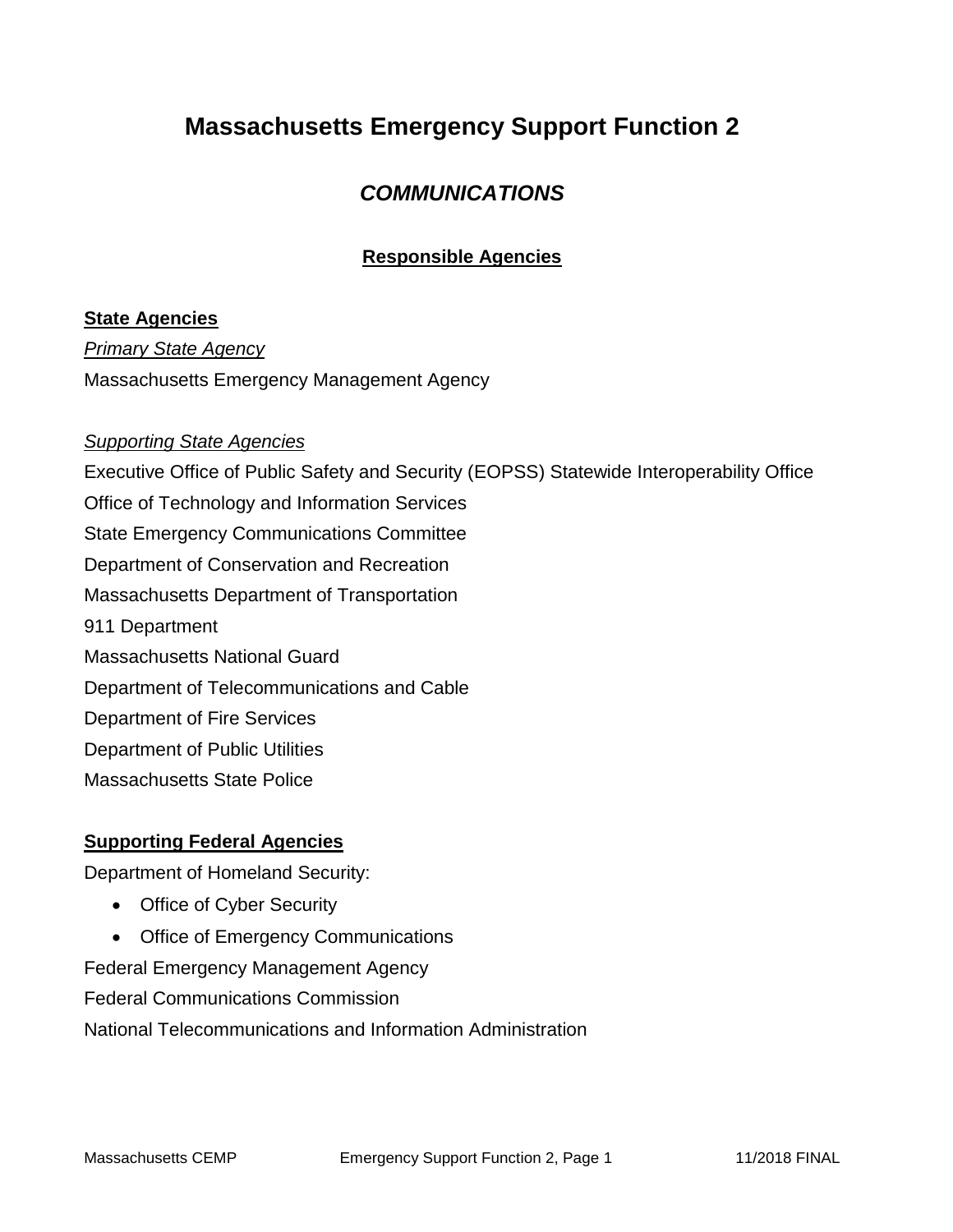# Massachusetts Emergency Support Function 2

## *COMMUNICATIONS*

### Responsible Agencies

**State Agencies**

*Primary State Agency*

Massachusetts Emergency Management Agency

*Supporting State Agencies*

Executive Office of Public Safety and Security (EOPSS) Statewide Interoperability Office

Office of Technology and Information Services

State Emergency Communications Committee

Department of Conservation and Recreation

Massachusetts Department of Transportation

911 Department

Massachusetts National Guard

Department of Telecommunications and Cable

Department of Fire Services

Department of Public Utilities

Massachusetts State Police

**Supporting Federal Agencies**

Department of Homeland Security:

- Office of Cyber Security
- Office of Emergency Communications

Federal Emergency Management Agency

Federal Communications Commission

National Telecommunications and Information Administration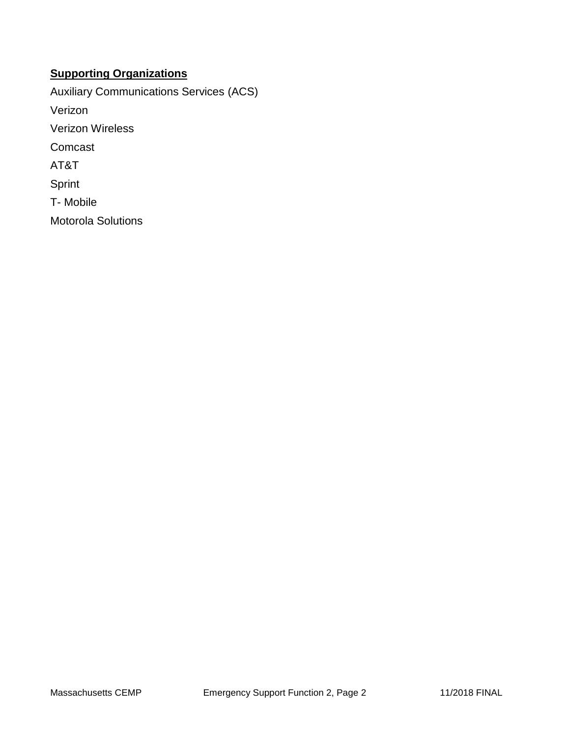**Supporting Organizations**

Auxiliary Communications Services (ACS)

Verizon

Verizon Wireless

Comcast

AT&T

Sprint

T- Mobile

Motorola Solutions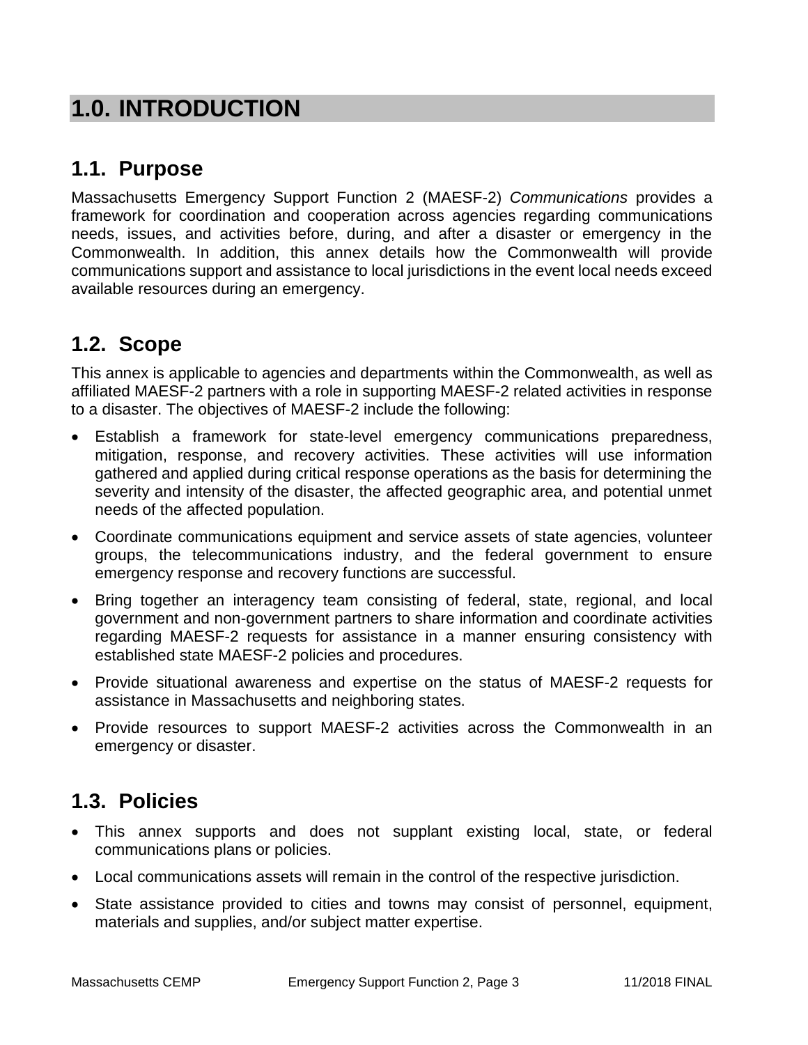# 1.0. INTRODUCTION

## 1.1. Purpose

Massachusetts Emergency Support Function 2 (MAESF-2) *Communications* provides a framework for coordination and cooperation across agencies regarding communications needs, issues, and activities before, during, and after a disaster or emergency in the Commonwealth. In addition, this annex details how the Commonwealth will provide communications support and assistance to local jurisdictions in the event local needs exceed available resources during an emergency.

## 1.2. Scope

This annex is applicable to agencies and departments within the Commonwealth, as well as affiliated MAESF-2 partners with a role in supporting MAESF-2 related activities in response to a disaster. The objectives of MAESF-2 include the following:

- Establish a framework for state-level emergency communications preparedness, mitigation, response, and recovery activities. These activities will use information gathered and applied during critical response operations as the basis for determining the severity and intensity of the disaster, the affected geographic area, and potential unmet needs of the affected population.
- Coordinate communications equipment and service assets of state agencies, volunteer groups, the telecommunications industry, and the federal government to ensure emergency response and recovery functions are successful.
- Bring together an interagency team consisting of federal, state, regional, and local government and non-government partners to share information and coordinate activities regarding MAESF-2 requests for assistance in a manner ensuring consistency with established state MAESF-2 policies and procedures.
- Provide situational awareness and expertise on the status of MAESF-2 requests for assistance in Massachusetts and neighboring states.
- Provide resources to support MAESF-2 activities across the Commonwealth in an emergency or disaster.

## 1.3. Policies

- This annex supports and does not supplant existing local, state, or federal communications plans or policies.
- Local communications assets will remain in the control of the respective jurisdiction.
- State assistance provided to cities and towns may consist of personnel, equipment, materials and supplies, and/or subject matter expertise.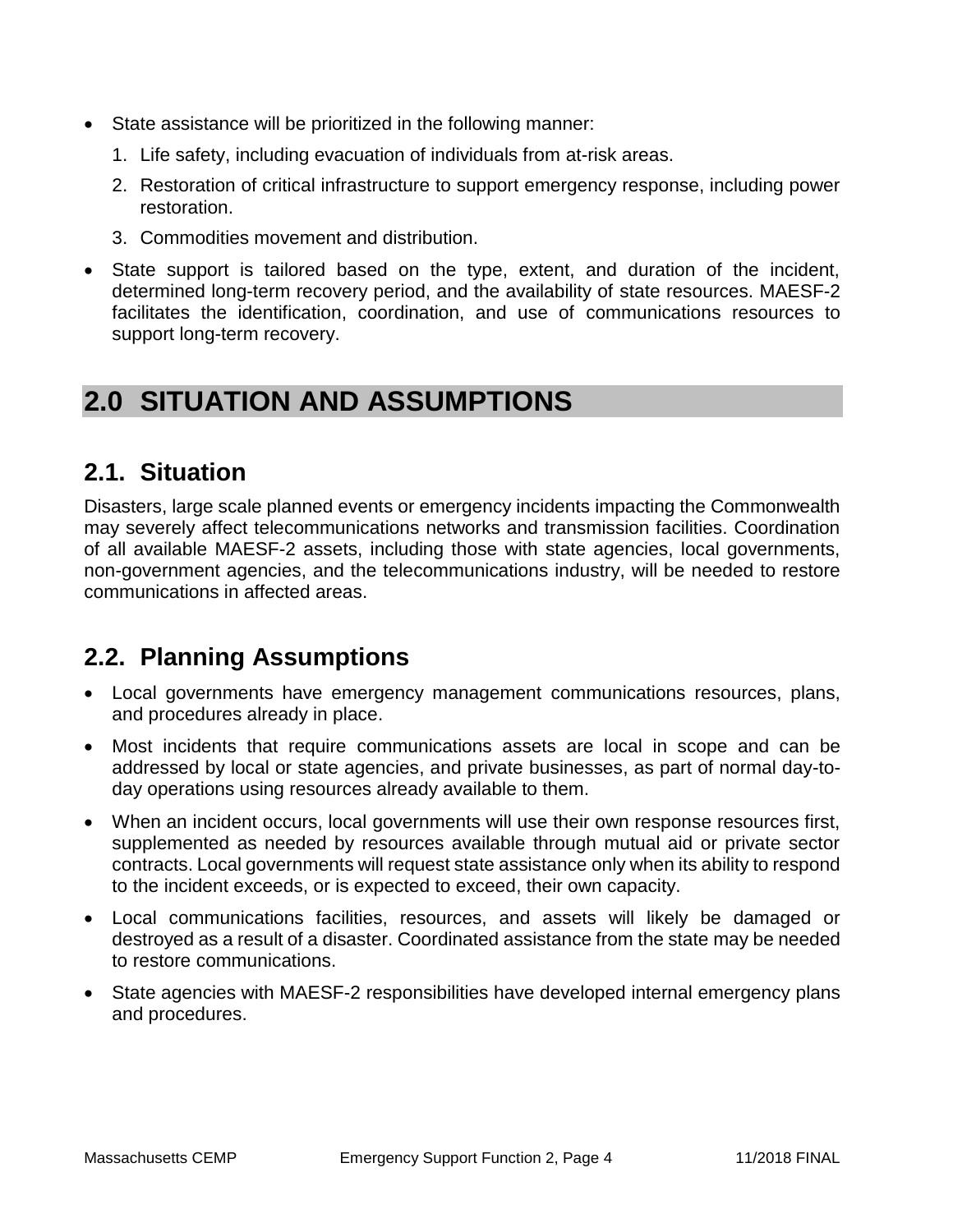- State assistance will be prioritized in the following manner:
    1. Life safety, including evacuation of individuals from at-risk areas.
    2. Restoration of critical infrastructure to support emergency response, including power restoration.
    3. Commodities movement and distribution.
- State support is tailored based on the type, extent, and duration of the incident, determined long-term recovery period, and the availability of state resources. MAESF-2 facilitates the identification, coordination, and use of communications resources to support long-term recovery.

# 2.0 SITUATION AND ASSUMPTIONS

## 2.1. Situation

Disasters, large scale planned events or emergency incidents impacting the Commonwealth may severely affect telecommunications networks and transmission facilities. Coordination of all available MAESF-2 assets, including those with state agencies, local governments, non-government agencies, and the telecommunications industry, will be needed to restore communications in affected areas.

## 2.2. Planning Assumptions

- Local governments have emergency management communications resources, plans, and procedures already in place.
- Most incidents that require communications assets are local in scope and can be addressed by local or state agencies, and private businesses, as part of normal day-to-day operations using resources already available to them.
- When an incident occurs, local governments will use their own response resources first, supplemented as needed by resources available through mutual aid or private sector contracts. Local governments will request state assistance only when its ability to respond to the incident exceeds, or is expected to exceed, their own capacity.
- Local communications facilities, resources, and assets will likely be damaged or destroyed as a result of a disaster. Coordinated assistance from the state may be needed to restore communications.
- State agencies with MAESF-2 responsibilities have developed internal emergency plans and procedures.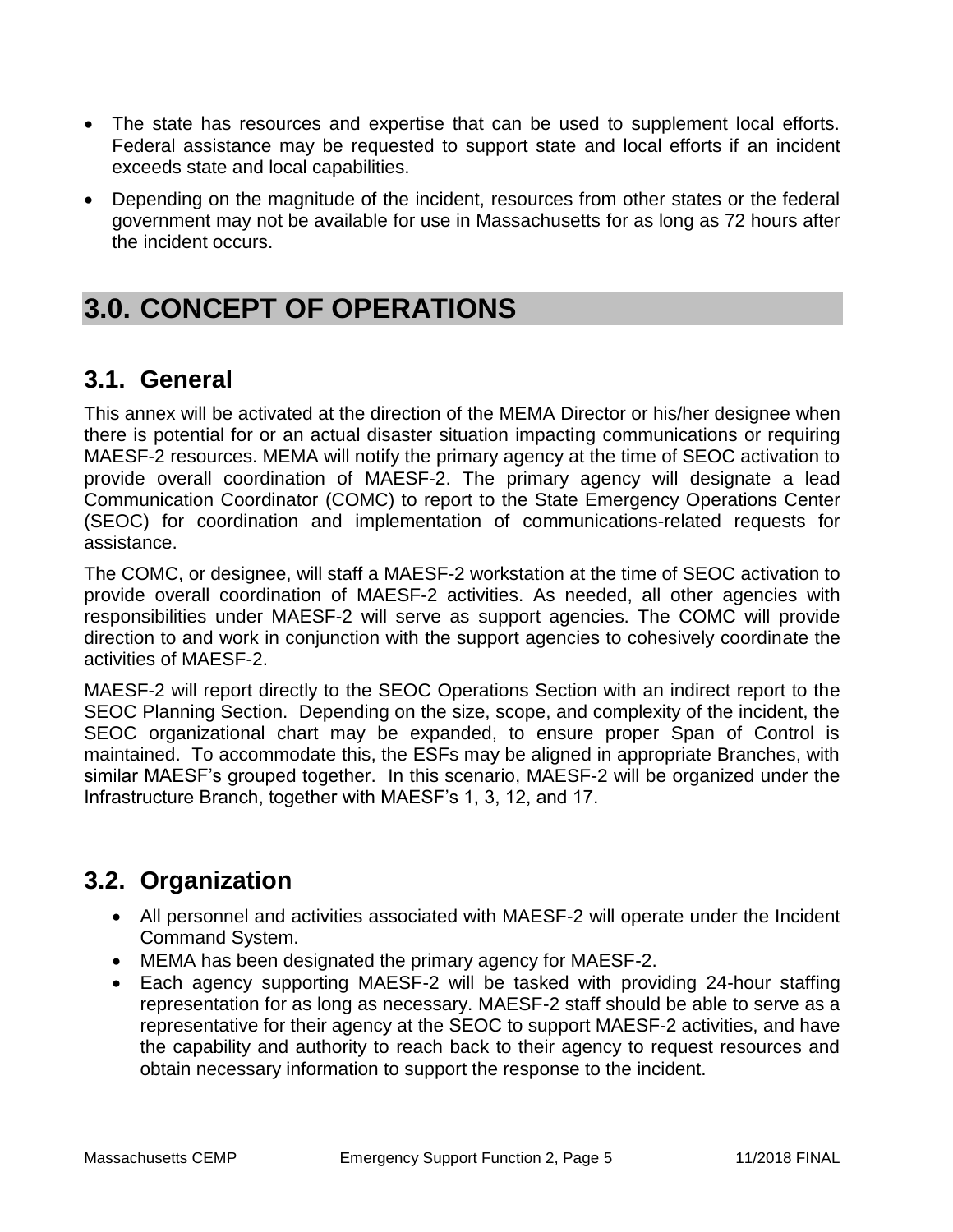- The state has resources and expertise that can be used to supplement local efforts. Federal assistance may be requested to support state and local efforts if an incident exceeds state and local capabilities.
- Depending on the magnitude of the incident, resources from other states or the federal government may not be available for use in Massachusetts for as long as 72 hours after the incident occurs.

# 3.0. CONCEPT OF OPERATIONS

## 3.1. General

This annex will be activated at the direction of the MEMA Director or his/her designee when there is potential for or an actual disaster situation impacting communications or requiring MAESF-2 resources. MEMA will notify the primary agency at the time of SEOC activation to provide overall coordination of MAESF-2. The primary agency will designate a lead Communication Coordinator (COMC) to report to the State Emergency Operations Center (SEOC) for coordination and implementation of communications-related requests for assistance.

The COMC, or designee, will staff a MAESF-2 workstation at the time of SEOC activation to provide overall coordination of MAESF-2 activities. As needed, all other agencies with responsibilities under MAESF-2 will serve as support agencies. The COMC will provide direction to and work in conjunction with the support agencies to cohesively coordinate the activities of MAESF-2.

MAESF-2 will report directly to the SEOC Operations Section with an indirect report to the SEOC Planning Section. Depending on the size, scope, and complexity of the incident, the SEOC organizational chart may be expanded, to ensure proper Span of Control is maintained. To accommodate this, the ESFs may be aligned in appropriate Branches, with similar MAESF's grouped together. In this scenario, MAESF-2 will be organized under the Infrastructure Branch, together with MAESF's 1, 3, 12, and 17.

## 3.2. Organization

- All personnel and activities associated with MAESF-2 will operate under the Incident Command System.
- MEMA has been designated the primary agency for MAESF-2.
- Each agency supporting MAESF-2 will be tasked with providing 24-hour staffing representation for as long as necessary. MAESF-2 staff should be able to serve as a representative for their agency at the SEOC to support MAESF-2 activities, and have the capability and authority to reach back to their agency to request resources and obtain necessary information to support the response to the incident.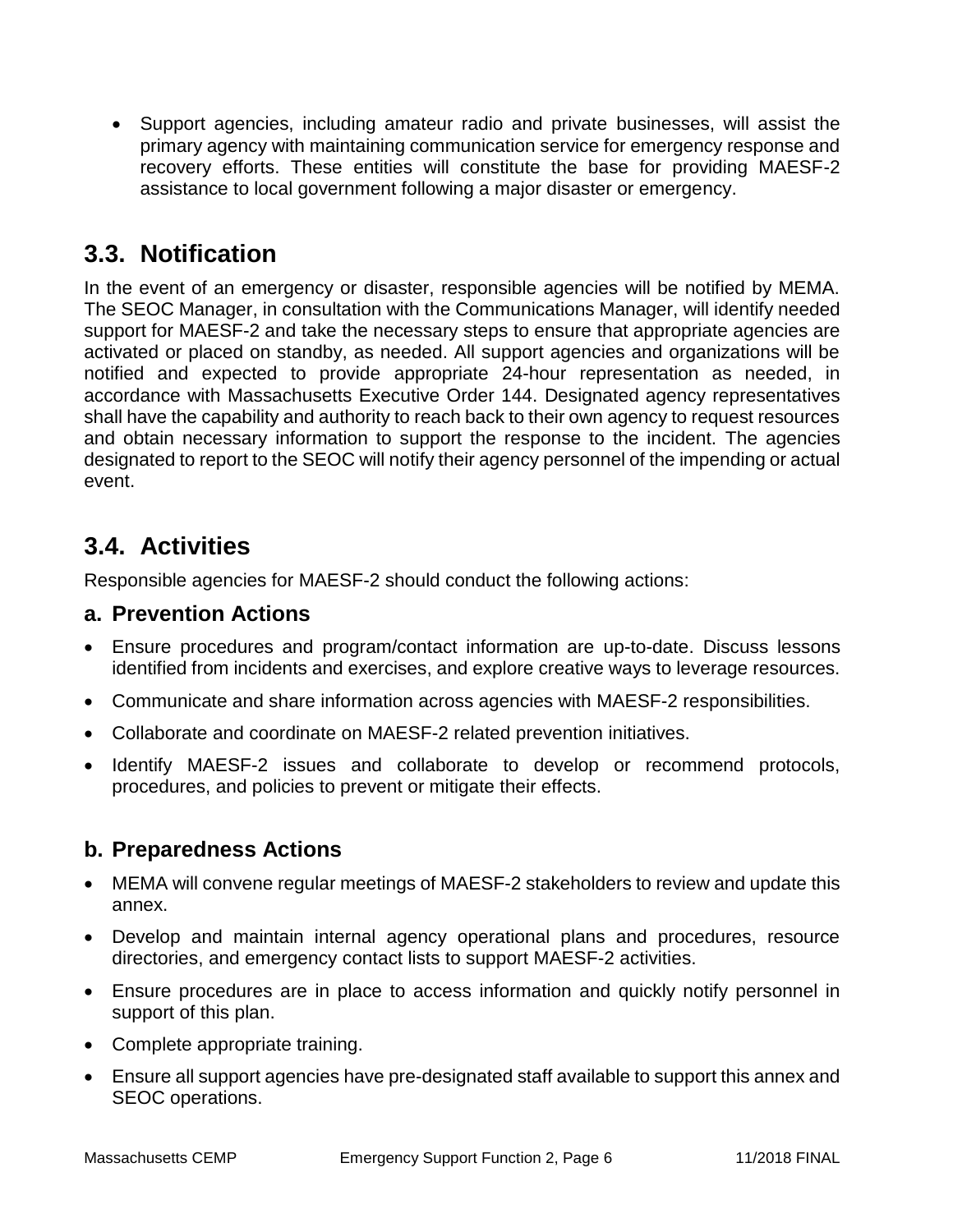- Support agencies, including amateur radio and private businesses, will assist the primary agency with maintaining communication service for emergency response and recovery efforts. These entities will constitute the base for providing MAESF-2 assistance to local government following a major disaster or emergency.

## 3.3. Notification

In the event of an emergency or disaster, responsible agencies will be notified by MEMA. The SEOC Manager, in consultation with the Communications Manager, will identify needed support for MAESF-2 and take the necessary steps to ensure that appropriate agencies are activated or placed on standby, as needed. All support agencies and organizations will be notified and expected to provide appropriate 24-hour representation as needed, in accordance with Massachusetts Executive Order 144. Designated agency representatives shall have the capability and authority to reach back to their own agency to request resources and obtain necessary information to support the response to the incident. The agencies designated to report to the SEOC will notify their agency personnel of the impending or actual event.

## 3.4. Activities

Responsible agencies for MAESF-2 should conduct the following actions:

### a. Prevention Actions

- Ensure procedures and program/contact information are up-to-date. Discuss lessons identified from incidents and exercises, and explore creative ways to leverage resources.
- Communicate and share information across agencies with MAESF-2 responsibilities.
- Collaborate and coordinate on MAESF-2 related prevention initiatives.
- Identify MAESF-2 issues and collaborate to develop or recommend protocols, procedures, and policies to prevent or mitigate their effects.

### b. Preparedness Actions

- MEMA will convene regular meetings of MAESF-2 stakeholders to review and update this annex.
- Develop and maintain internal agency operational plans and procedures, resource directories, and emergency contact lists to support MAESF-2 activities.
- Ensure procedures are in place to access information and quickly notify personnel in support of this plan.
- Complete appropriate training.
- Ensure all support agencies have pre-designated staff available to support this annex and SEOC operations.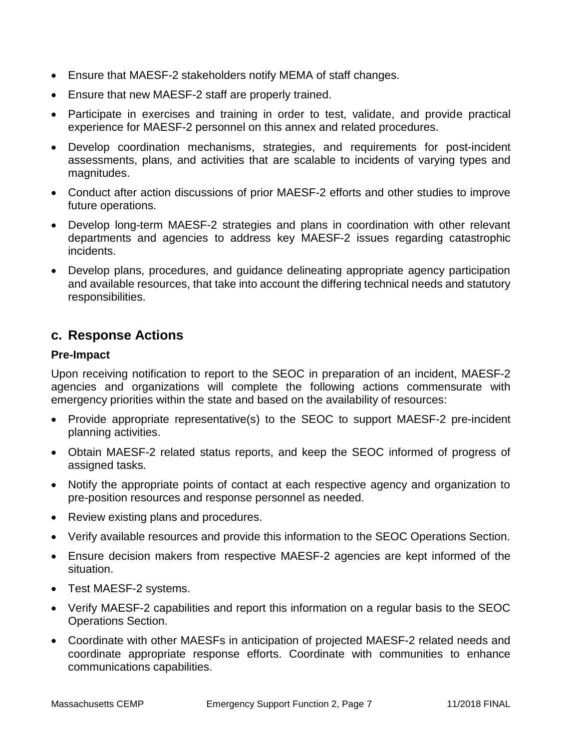- Ensure that MAESF-2 stakeholders notify MEMA of staff changes.
- Ensure that new MAESF-2 staff are properly trained.
- Participate in exercises and training in order to test, validate, and provide practical experience for MAESF-2 personnel on this annex and related procedures.
- Develop coordination mechanisms, strategies, and requirements for post-incident assessments, plans, and activities that are scalable to incidents of varying types and magnitudes.
- Conduct after action discussions of prior MAESF-2 efforts and other studies to improve future operations.
- Develop long-term MAESF-2 strategies and plans in coordination with other relevant departments and agencies to address key MAESF-2 issues regarding catastrophic incidents.
- Develop plans, procedures, and guidance delineating appropriate agency participation and available resources, that take into account the differing technical needs and statutory responsibilities.

## c. Response Actions

### Pre-Impact

Upon receiving notification to report to the SEOC in preparation of an incident, MAESF-2 agencies and organizations will complete the following actions commensurate with emergency priorities within the state and based on the availability of resources:

- Provide appropriate representative(s) to the SEOC to support MAESF-2 pre-incident planning activities.
- Obtain MAESF-2 related status reports, and keep the SEOC informed of progress of assigned tasks.
- Notify the appropriate points of contact at each respective agency and organization to pre-position resources and response personnel as needed.
- Review existing plans and procedures.
- Verify available resources and provide this information to the SEOC Operations Section.
- Ensure decision makers from respective MAESF-2 agencies are kept informed of the situation.
- Test MAESF-2 systems.
- Verify MAESF-2 capabilities and report this information on a regular basis to the SEOC Operations Section.
- Coordinate with other MAESFs in anticipation of projected MAESF-2 related needs and coordinate appropriate response efforts. Coordinate with communities to enhance communications capabilities.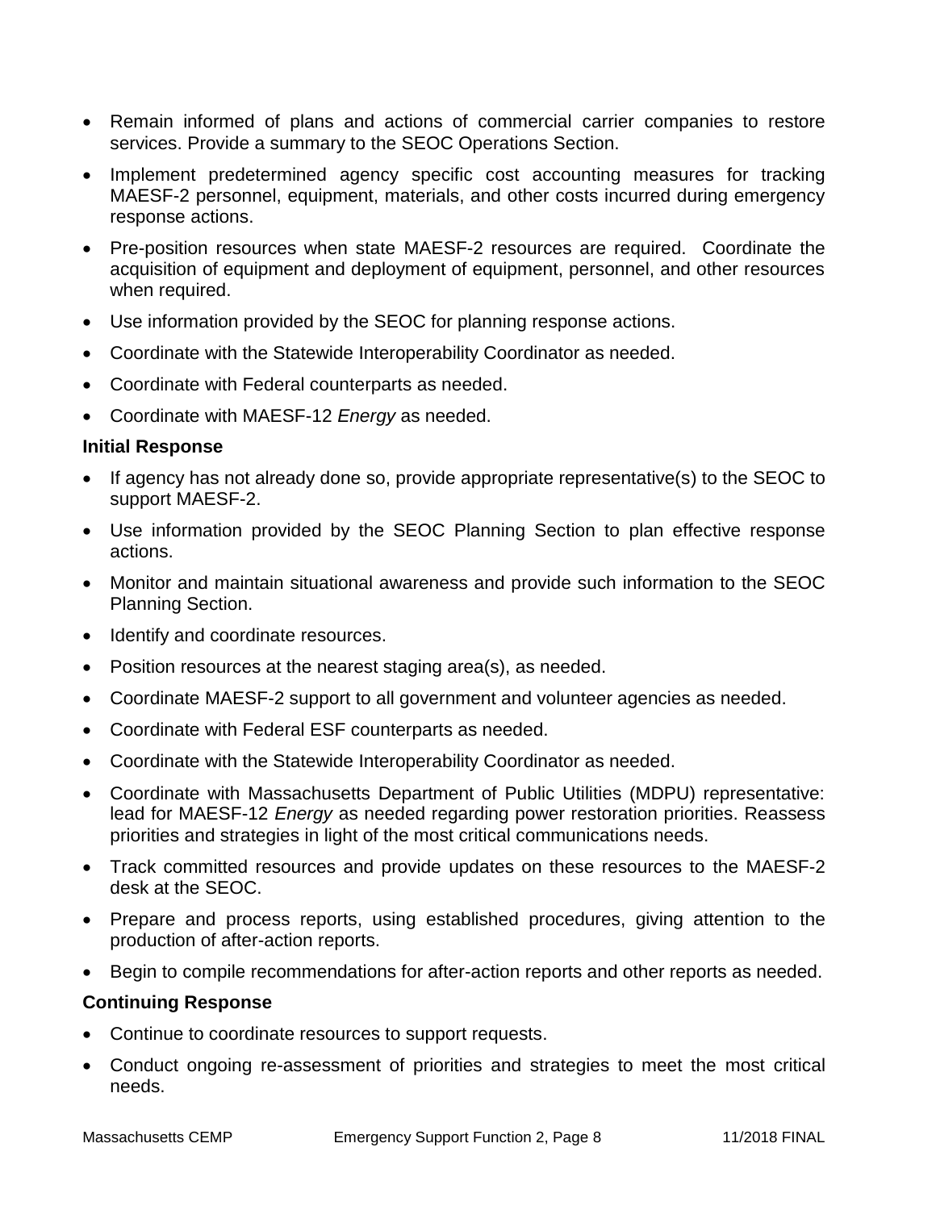- Remain informed of plans and actions of commercial carrier companies to restore services. Provide a summary to the SEOC Operations Section.
- Implement predetermined agency specific cost accounting measures for tracking MAESF-2 personnel, equipment, materials, and other costs incurred during emergency response actions.
- Pre-position resources when state MAESF-2 resources are required. Coordinate the acquisition of equipment and deployment of equipment, personnel, and other resources when required.
- Use information provided by the SEOC for planning response actions.
- Coordinate with the Statewide Interoperability Coordinator as needed.
- Coordinate with Federal counterparts as needed.
- Coordinate with MAESF-12 *Energy* as needed.

**Initial Response**

- If agency has not already done so, provide appropriate representative(s) to the SEOC to support MAESF-2.
- Use information provided by the SEOC Planning Section to plan effective response actions.
- Monitor and maintain situational awareness and provide such information to the SEOC Planning Section.
- Identify and coordinate resources.
- Position resources at the nearest staging area(s), as needed.
- Coordinate MAESF-2 support to all government and volunteer agencies as needed.
- Coordinate with Federal ESF counterparts as needed.
- Coordinate with the Statewide Interoperability Coordinator as needed.
- Coordinate with Massachusetts Department of Public Utilities (MDPU) representative: lead for MAESF-12 *Energy* as needed regarding power restoration priorities. Reassess priorities and strategies in light of the most critical communications needs.
- Track committed resources and provide updates on these resources to the MAESF-2 desk at the SEOC.
- Prepare and process reports, using established procedures, giving attention to the production of after-action reports.
- Begin to compile recommendations for after-action reports and other reports as needed.

**Continuing Response**

- Continue to coordinate resources to support requests.
- Conduct ongoing re-assessment of priorities and strategies to meet the most critical needs.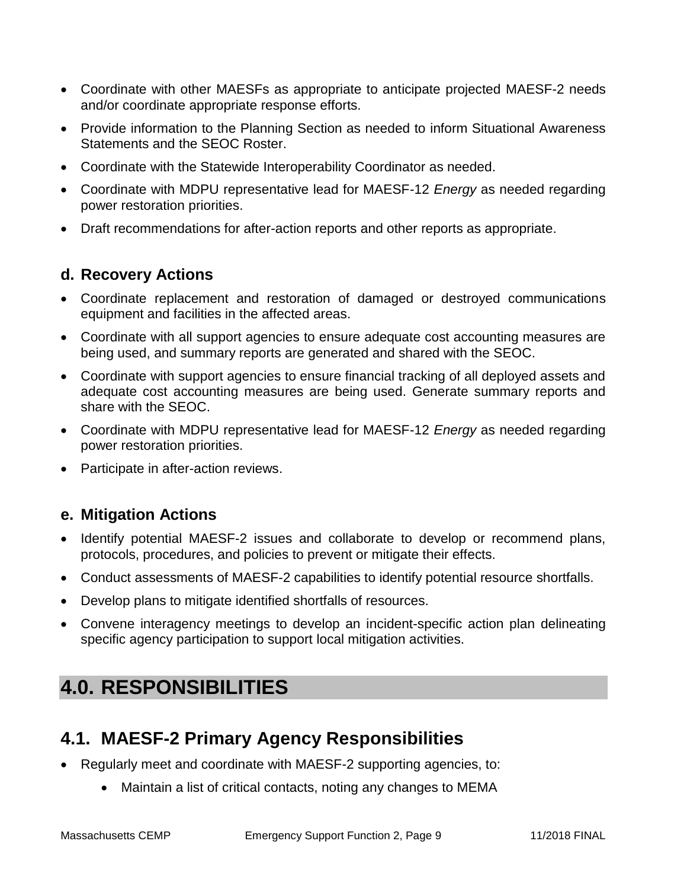- Coordinate with other MAESFs as appropriate to anticipate projected MAESF-2 needs and/or coordinate appropriate response efforts.
- Provide information to the Planning Section as needed to inform Situational Awareness Statements and the SEOC Roster.
- Coordinate with the Statewide Interoperability Coordinator as needed.
- Coordinate with MDPU representative lead for MAESF-12 *Energy* as needed regarding power restoration priorities.
- Draft recommendations for after-action reports and other reports as appropriate.

### d. Recovery Actions

- Coordinate replacement and restoration of damaged or destroyed communications equipment and facilities in the affected areas.
- Coordinate with all support agencies to ensure adequate cost accounting measures are being used, and summary reports are generated and shared with the SEOC.
- Coordinate with support agencies to ensure financial tracking of all deployed assets and adequate cost accounting measures are being used. Generate summary reports and share with the SEOC.
- Coordinate with MDPU representative lead for MAESF-12 *Energy* as needed regarding power restoration priorities.
- Participate in after-action reviews.

### e. Mitigation Actions

- Identify potential MAESF-2 issues and collaborate to develop or recommend plans, protocols, procedures, and policies to prevent or mitigate their effects.
- Conduct assessments of MAESF-2 capabilities to identify potential resource shortfalls.
- Develop plans to mitigate identified shortfalls of resources.
- Convene interagency meetings to develop an incident-specific action plan delineating specific agency participation to support local mitigation activities.

# 4.0. RESPONSIBILITIES

## 4.1. MAESF-2 Primary Agency Responsibilities

- Regularly meet and coordinate with MAESF-2 supporting agencies, to:
    - Maintain a list of critical contacts, noting any changes to MEMA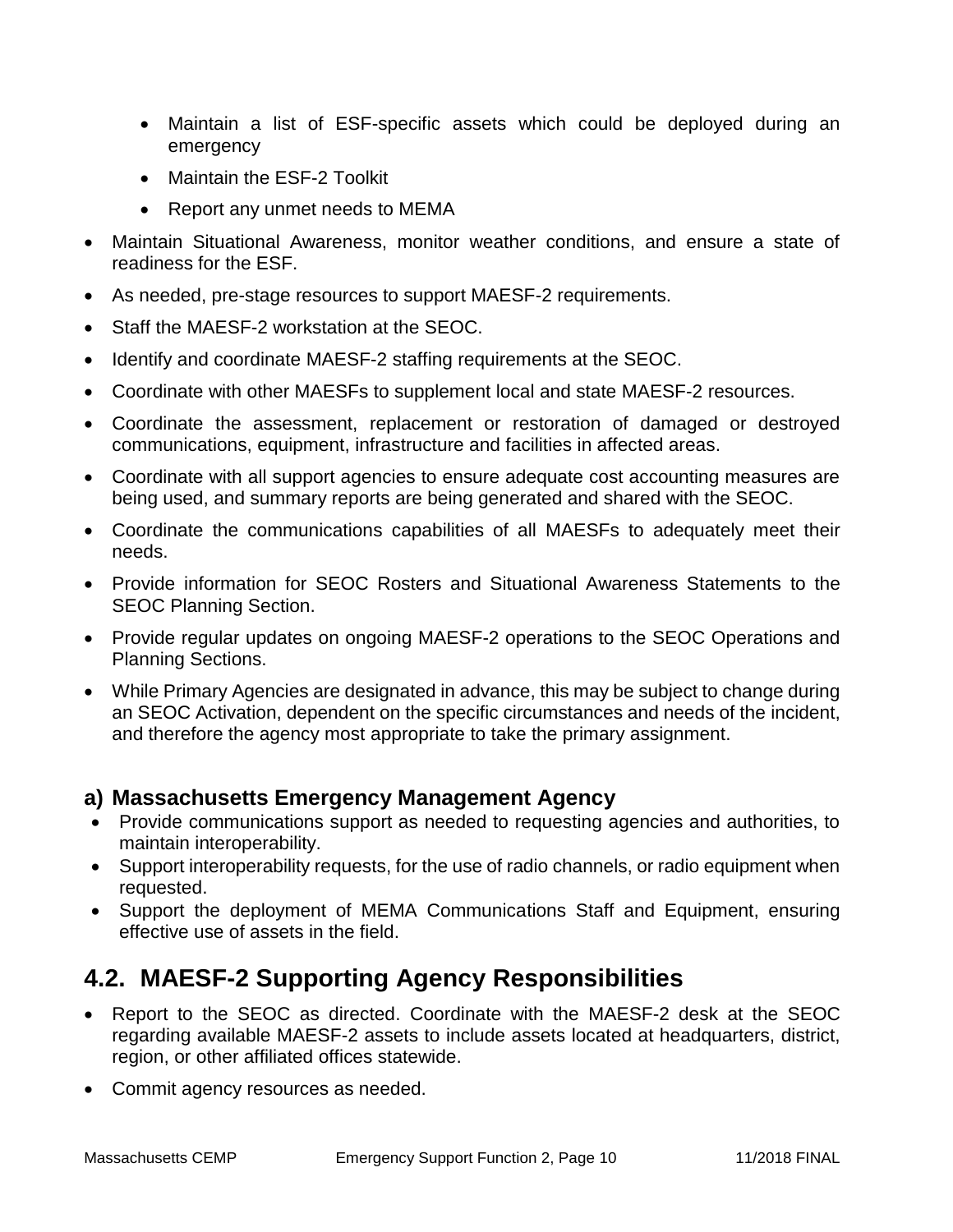- Maintain a list of ESF-specific assets which could be deployed during an emergency
  - Maintain the ESF-2 Toolkit
  - Report any unmet needs to MEMA
- Maintain Situational Awareness, monitor weather conditions, and ensure a state of readiness for the ESF.
- As needed, pre-stage resources to support MAESF-2 requirements.
- Staff the MAESF-2 workstation at the SEOC.
- Identify and coordinate MAESF-2 staffing requirements at the SEOC.
- Coordinate with other MAESFs to supplement local and state MAESF-2 resources.
- Coordinate the assessment, replacement or restoration of damaged or destroyed communications, equipment, infrastructure and facilities in affected areas.
- Coordinate with all support agencies to ensure adequate cost accounting measures are being used, and summary reports are being generated and shared with the SEOC.
- Coordinate the communications capabilities of all MAESFs to adequately meet their needs.
- Provide information for SEOC Rosters and Situational Awareness Statements to the SEOC Planning Section.
- Provide regular updates on ongoing MAESF-2 operations to the SEOC Operations and Planning Sections.
- While Primary Agencies are designated in advance, this may be subject to change during an SEOC Activation, dependent on the specific circumstances and needs of the incident, and therefore the agency most appropriate to take the primary assignment.

### a) Massachusetts Emergency Management Agency

- Provide communications support as needed to requesting agencies and authorities, to maintain interoperability.
- Support interoperability requests, for the use of radio channels, or radio equipment when requested.
- Support the deployment of MEMA Communications Staff and Equipment, ensuring effective use of assets in the field.

## 4.2. MAESF-2 Supporting Agency Responsibilities

- Report to the SEOC as directed. Coordinate with the MAESF-2 desk at the SEOC regarding available MAESF-2 assets to include assets located at headquarters, district, region, or other affiliated offices statewide.
- Commit agency resources as needed.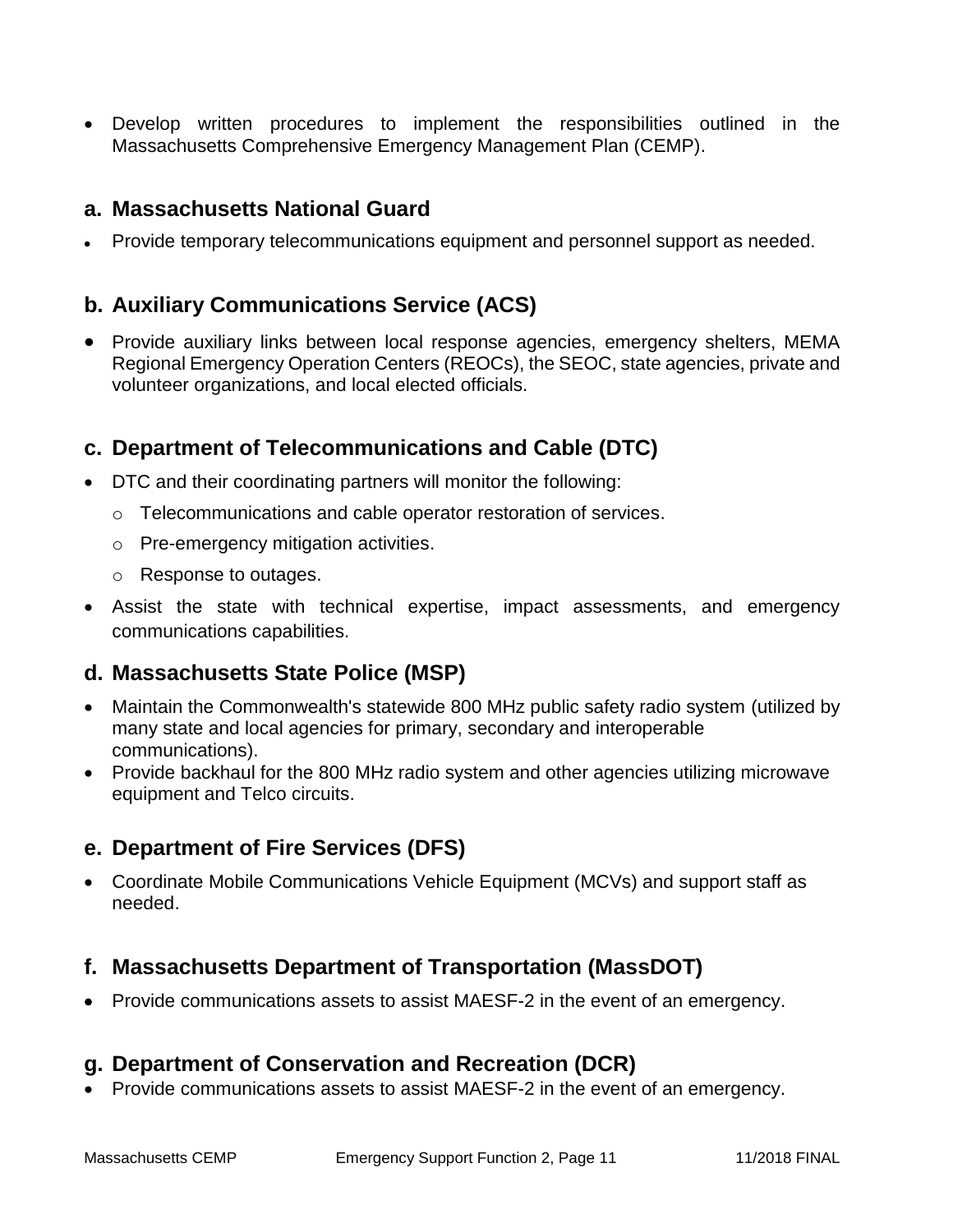- Develop written procedures to implement the responsibilities outlined in the Massachusetts Comprehensive Emergency Management Plan (CEMP).

## a. Massachusetts National Guard

- Provide temporary telecommunications equipment and personnel support as needed.

## b. Auxiliary Communications Service (ACS)

- Provide auxiliary links between local response agencies, emergency shelters, MEMA Regional Emergency Operation Centers (REOCs), the SEOC, state agencies, private and volunteer organizations, and local elected officials.

## c. Department of Telecommunications and Cable (DTC)

- DTC and their coordinating partners will monitor the following:
  - Telecommunications and cable operator restoration of services.
  - Pre-emergency mitigation activities.
  - Response to outages.
- Assist the state with technical expertise, impact assessments, and emergency communications capabilities.

## d. Massachusetts State Police (MSP)

- Maintain the Commonwealth's statewide 800 MHz public safety radio system (utilized by many state and local agencies for primary, secondary and interoperable communications).
- Provide backhaul for the 800 MHz radio system and other agencies utilizing microwave equipment and Telco circuits.

## e. Department of Fire Services (DFS)

- Coordinate Mobile Communications Vehicle Equipment (MCVs) and support staff as needed.

## f. Massachusetts Department of Transportation (MassDOT)

- Provide communications assets to assist MAESF-2 in the event of an emergency.

## g. Department of Conservation and Recreation (DCR)

- Provide communications assets to assist MAESF-2 in the event of an emergency.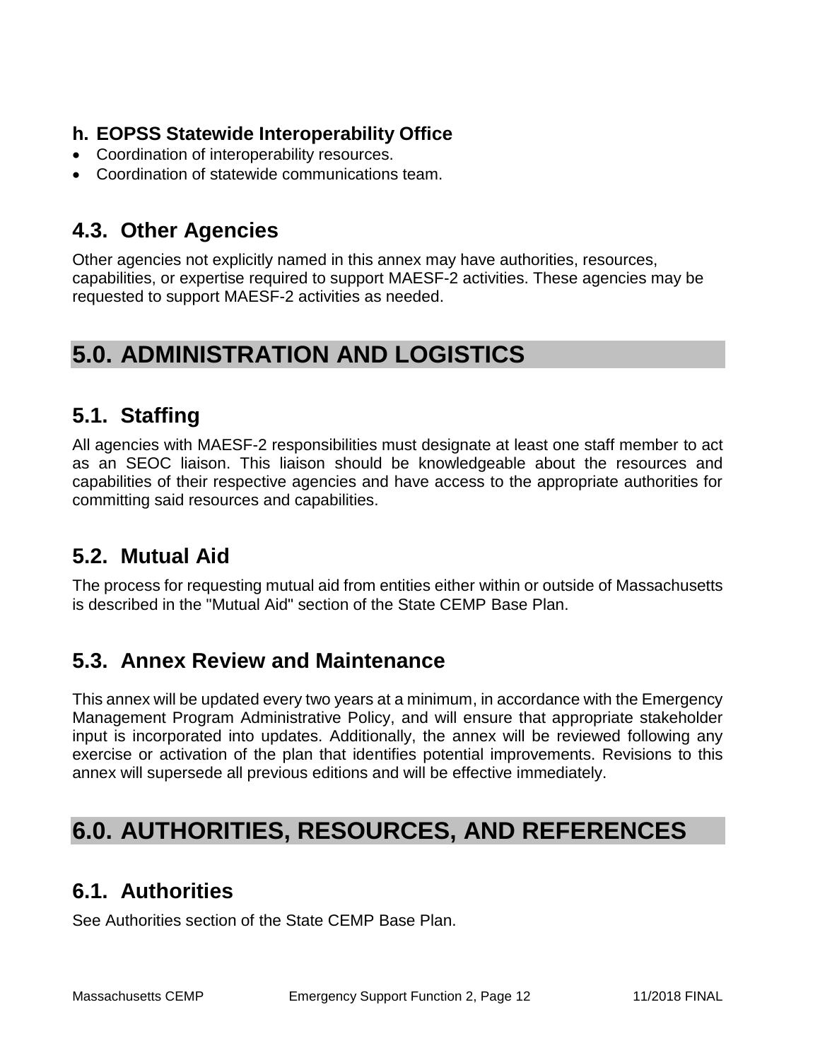### h. EOPSS Statewide Interoperability Office

- Coordination of interoperability resources.
- Coordination of statewide communications team.

## 4.3. Other Agencies

Other agencies not explicitly named in this annex may have authorities, resources, capabilities, or expertise required to support MAESF-2 activities. These agencies may be requested to support MAESF-2 activities as needed.

# 5.0. ADMINISTRATION AND LOGISTICS

## 5.1. Staffing

All agencies with MAESF-2 responsibilities must designate at least one staff member to act as an SEOC liaison. This liaison should be knowledgeable about the resources and capabilities of their respective agencies and have access to the appropriate authorities for committing said resources and capabilities.

## 5.2. Mutual Aid

The process for requesting mutual aid from entities either within or outside of Massachusetts is described in the "Mutual Aid" section of the State CEMP Base Plan.

## 5.3. Annex Review and Maintenance

This annex will be updated every two years at a minimum, in accordance with the Emergency Management Program Administrative Policy, and will ensure that appropriate stakeholder input is incorporated into updates. Additionally, the annex will be reviewed following any exercise or activation of the plan that identifies potential improvements. Revisions to this annex will supersede all previous editions and will be effective immediately.

# 6.0. AUTHORITIES, RESOURCES, AND REFERENCES

## 6.1. Authorities

See Authorities section of the State CEMP Base Plan.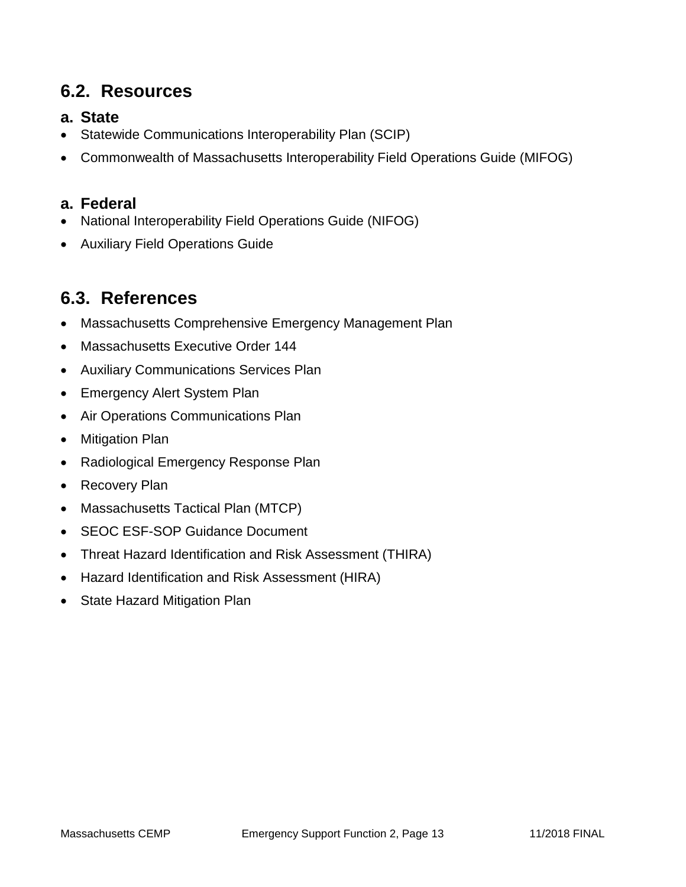## 6.2. Resources

### a. State

- Statewide Communications Interoperability Plan (SCIP)
- Commonwealth of Massachusetts Interoperability Field Operations Guide (MIFOG)

### a. Federal

- National Interoperability Field Operations Guide (NIFOG)
- Auxiliary Field Operations Guide

## 6.3. References

- Massachusetts Comprehensive Emergency Management Plan
- Massachusetts Executive Order 144
- Auxiliary Communications Services Plan
- Emergency Alert System Plan
- Air Operations Communications Plan
- Mitigation Plan
- Radiological Emergency Response Plan
- Recovery Plan
- Massachusetts Tactical Plan (MTCP)
- SEOC ESF-SOP Guidance Document
- Threat Hazard Identification and Risk Assessment (THIRA)
- Hazard Identification and Risk Assessment (HIRA)
- State Hazard Mitigation Plan